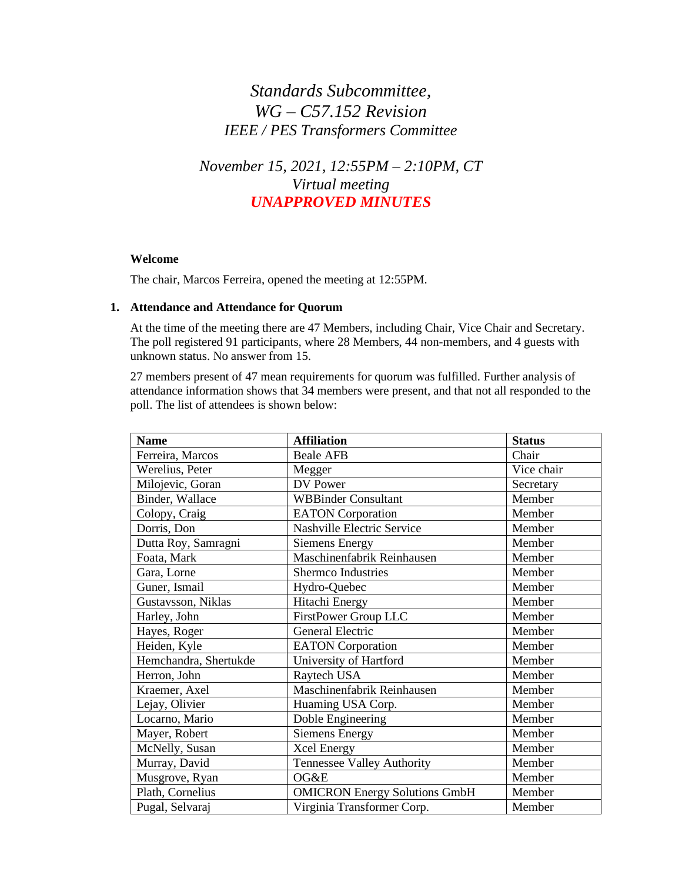*Standards Subcommittee,*
*WG – C57.152 Revision*
*IEEE / PES Transformers Committee*

*November 15, 2021, 12:55PM – 2:10PM, CT*
*Virtual meeting*
***UNAPPROVED MINUTES***

**Welcome**

The chair, Marcos Ferreira, opened the meeting at 12:55PM.

**1. Attendance and Attendance for Quorum**

At the time of the meeting there are 47 Members, including Chair, Vice Chair and Secretary. The poll registered 91 participants, where 28 Members, 44 non-members, and 4 guests with unknown status. No answer from 15.

27 members present of 47 mean requirements for quorum was fulfilled. Further analysis of attendance information shows that 34 members were present, and that not all responded to the poll. The list of attendees is shown below:

| Name | Affiliation | Status |
|---|---|---|
| Ferreira, Marcos | Beale AFB | Chair |
| Werelius, Peter | Megger | Vice chair |
| Milojevic, Goran | DV Power | Secretary |
| Binder, Wallace | WBBinder Consultant | Member |
| Colopy, Craig | EATON Corporation | Member |
| Dorris, Don | Nashville Electric Service | Member |
| Dutta Roy, Samragni | Siemens Energy | Member |
| Foata, Mark | Maschinenfabrik Reinhausen | Member |
| Gara, Lorne | Shermco Industries | Member |
| Guner, Ismail | Hydro-Quebec | Member |
| Gustavsson, Niklas | Hitachi Energy | Member |
| Harley, John | FirstPower Group LLC | Member |
| Hayes, Roger | General Electric | Member |
| Heiden, Kyle | EATON Corporation | Member |
| Hemchandra, Shertukde | University of Hartford | Member |
| Herron, John | Raytech USA | Member |
| Kraemer, Axel | Maschinenfabrik Reinhausen | Member |
| Lejay, Olivier | Huaming USA Corp. | Member |
| Locarno, Mario | Doble Engineering | Member |
| Mayer, Robert | Siemens Energy | Member |
| McNelly, Susan | Xcel Energy | Member |
| Murray, David | Tennessee Valley Authority | Member |
| Musgrove, Ryan | OG&E | Member |
| Plath, Cornelius | OMICRON Energy Solutions GmbH | Member |
| Pugal, Selvaraj | Virginia Transformer Corp. | Member |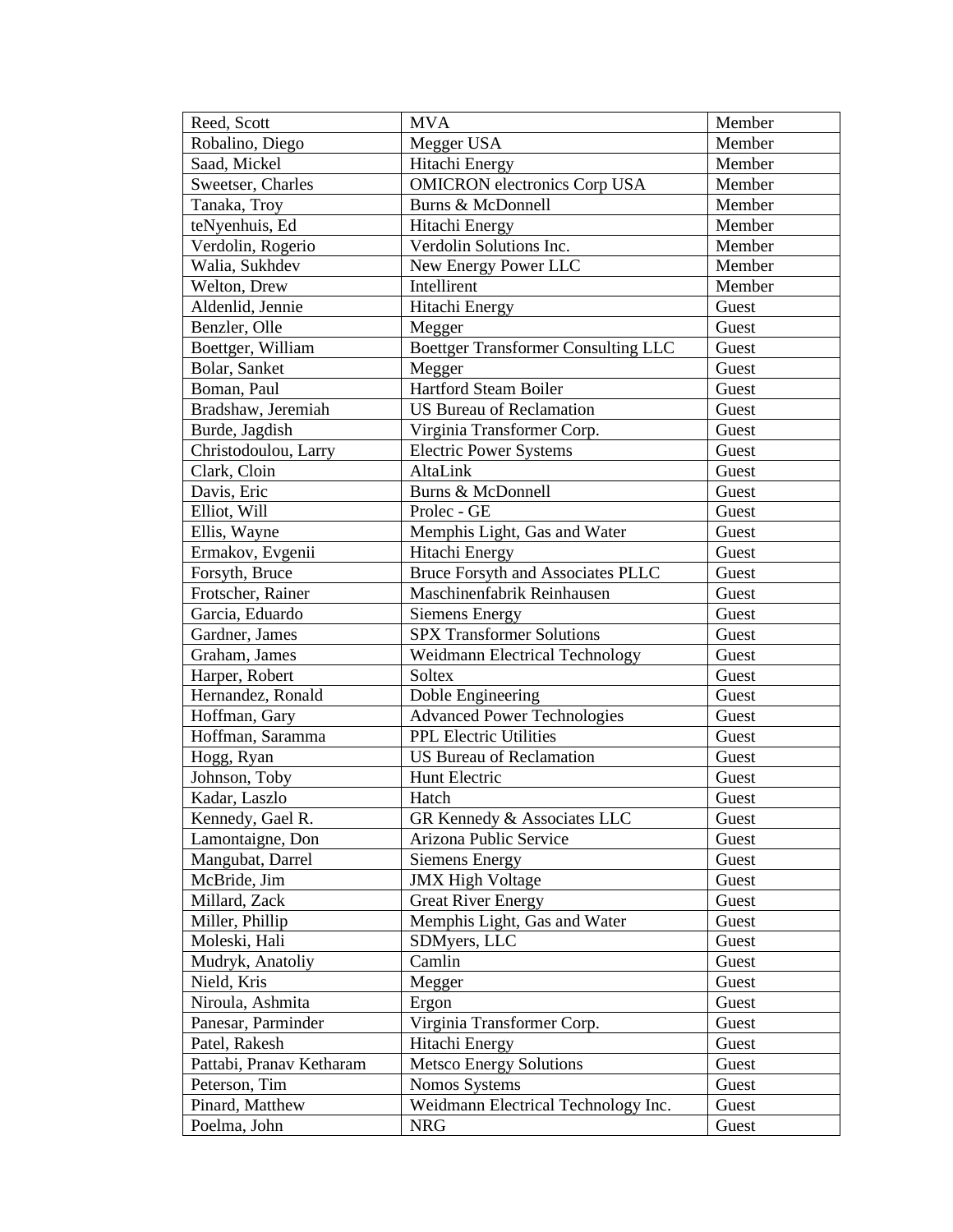| Reed, Scott | MVA | Member |
|---|---|---|
| Robalino, Diego | Megger USA | Member |
| Saad, Mickel | Hitachi Energy | Member |
| Sweetser, Charles | OMICRON electronics Corp USA | Member |
| Tanaka, Troy | Burns & McDonnell | Member |
| teNyenhuis, Ed | Hitachi Energy | Member |
| Verdolin, Rogerio | Verdolin Solutions Inc. | Member |
| Walia, Sukhdev | New Energy Power LLC | Member |
| Welton, Drew | Intellirent | Member |
| Aldenlid, Jennie | Hitachi Energy | Guest |
| Benzler, Olle | Megger | Guest |
| Boettger, William | Boettger Transformer Consulting LLC | Guest |
| Bolar, Sanket | Megger | Guest |
| Boman, Paul | Hartford Steam Boiler | Guest |
| Bradshaw, Jeremiah | US Bureau of Reclamation | Guest |
| Burde, Jagdish | Virginia Transformer Corp. | Guest |
| Christodoulou, Larry | Electric Power Systems | Guest |
| Clark, Cloin | AltaLink | Guest |
| Davis, Eric | Burns & McDonnell | Guest |
| Elliot, Will | Prolec - GE | Guest |
| Ellis, Wayne | Memphis Light, Gas and Water | Guest |
| Ermakov, Evgenii | Hitachi Energy | Guest |
| Forsyth, Bruce | Bruce Forsyth and Associates PLLC | Guest |
| Frotscher, Rainer | Maschinenfabrik Reinhausen | Guest |
| Garcia, Eduardo | Siemens Energy | Guest |
| Gardner, James | SPX Transformer Solutions | Guest |
| Graham, James | Weidmann Electrical Technology | Guest |
| Harper, Robert | Soltex | Guest |
| Hernandez, Ronald | Doble Engineering | Guest |
| Hoffman, Gary | Advanced Power Technologies | Guest |
| Hoffman, Saramma | PPL Electric Utilities | Guest |
| Hogg, Ryan | US Bureau of Reclamation | Guest |
| Johnson, Toby | Hunt Electric | Guest |
| Kadar, Laszlo | Hatch | Guest |
| Kennedy, Gael R. | GR Kennedy & Associates LLC | Guest |
| Lamontaigne, Don | Arizona Public Service | Guest |
| Mangubat, Darrel | Siemens Energy | Guest |
| McBride, Jim | JMX High Voltage | Guest |
| Millard, Zack | Great River Energy | Guest |
| Miller, Phillip | Memphis Light, Gas and Water | Guest |
| Moleski, Hali | SDMyers, LLC | Guest |
| Mudryk, Anatoliy | Camlin | Guest |
| Nield, Kris | Megger | Guest |
| Niroula, Ashmita | Ergon | Guest |
| Panesar, Parminder | Virginia Transformer Corp. | Guest |
| Patel, Rakesh | Hitachi Energy | Guest |
| Pattabi, Pranav Ketharam | Metsco Energy Solutions | Guest |
| Peterson, Tim | Nomos Systems | Guest |
| Pinard, Matthew | Weidmann Electrical Technology Inc. | Guest |
| Poelma, John | NRG | Guest |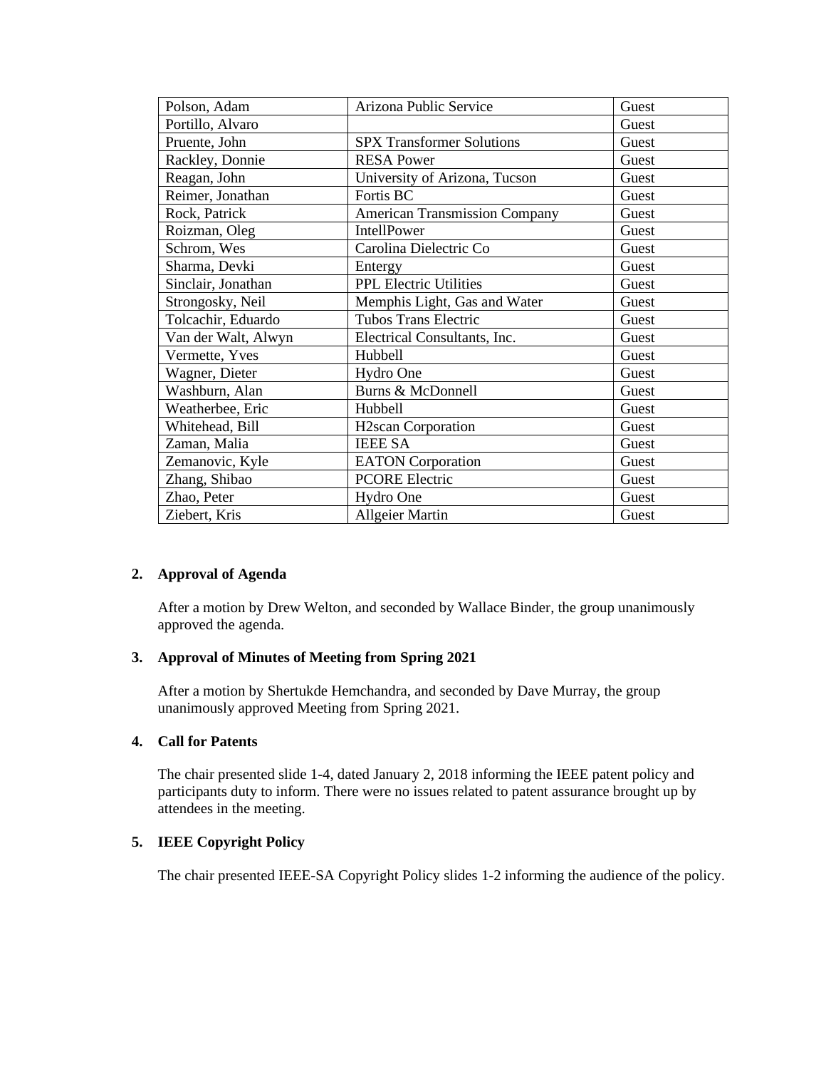| Polson, Adam | Arizona Public Service | Guest |
|---|---|---|
| Portillo, Alvaro | | Guest |
| Pruente, John | SPX Transformer Solutions | Guest |
| Rackley, Donnie | RESA Power | Guest |
| Reagan, John | University of Arizona, Tucson | Guest |
| Reimer, Jonathan | Fortis BC | Guest |
| Rock, Patrick | American Transmission Company | Guest |
| Roizman, Oleg | IntellPower | Guest |
| Schrom, Wes | Carolina Dielectric Co | Guest |
| Sharma, Devki | Entergy | Guest |
| Sinclair, Jonathan | PPL Electric Utilities | Guest |
| Strongosky, Neil | Memphis Light, Gas and Water | Guest |
| Tolcachir, Eduardo | Tubos Trans Electric | Guest |
| Van der Walt, Alwyn | Electrical Consultants, Inc. | Guest |
| Vermette, Yves | Hubbell | Guest |
| Wagner, Dieter | Hydro One | Guest |
| Washburn, Alan | Burns & McDonnell | Guest |
| Weatherbee, Eric | Hubbell | Guest |
| Whitehead, Bill | H2scan Corporation | Guest |
| Zaman, Malia | IEEE SA | Guest |
| Zemanovic, Kyle | EATON Corporation | Guest |
| Zhang, Shibao | PCORE Electric | Guest |
| Zhao, Peter | Hydro One | Guest |
| Ziebert, Kris | Allgeier Martin | Guest |

**2. Approval of Agenda**

After a motion by Drew Welton, and seconded by Wallace Binder, the group unanimously approved the agenda.

**3. Approval of Minutes of Meeting from Spring 2021**

After a motion by Shertukde Hemchandra, and seconded by Dave Murray, the group unanimously approved Meeting from Spring 2021.

**4. Call for Patents**

The chair presented slide 1-4, dated January 2, 2018 informing the IEEE patent policy and participants duty to inform. There were no issues related to patent assurance brought up by attendees in the meeting.

**5. IEEE Copyright Policy**

The chair presented IEEE-SA Copyright Policy slides 1-2 informing the audience of the policy.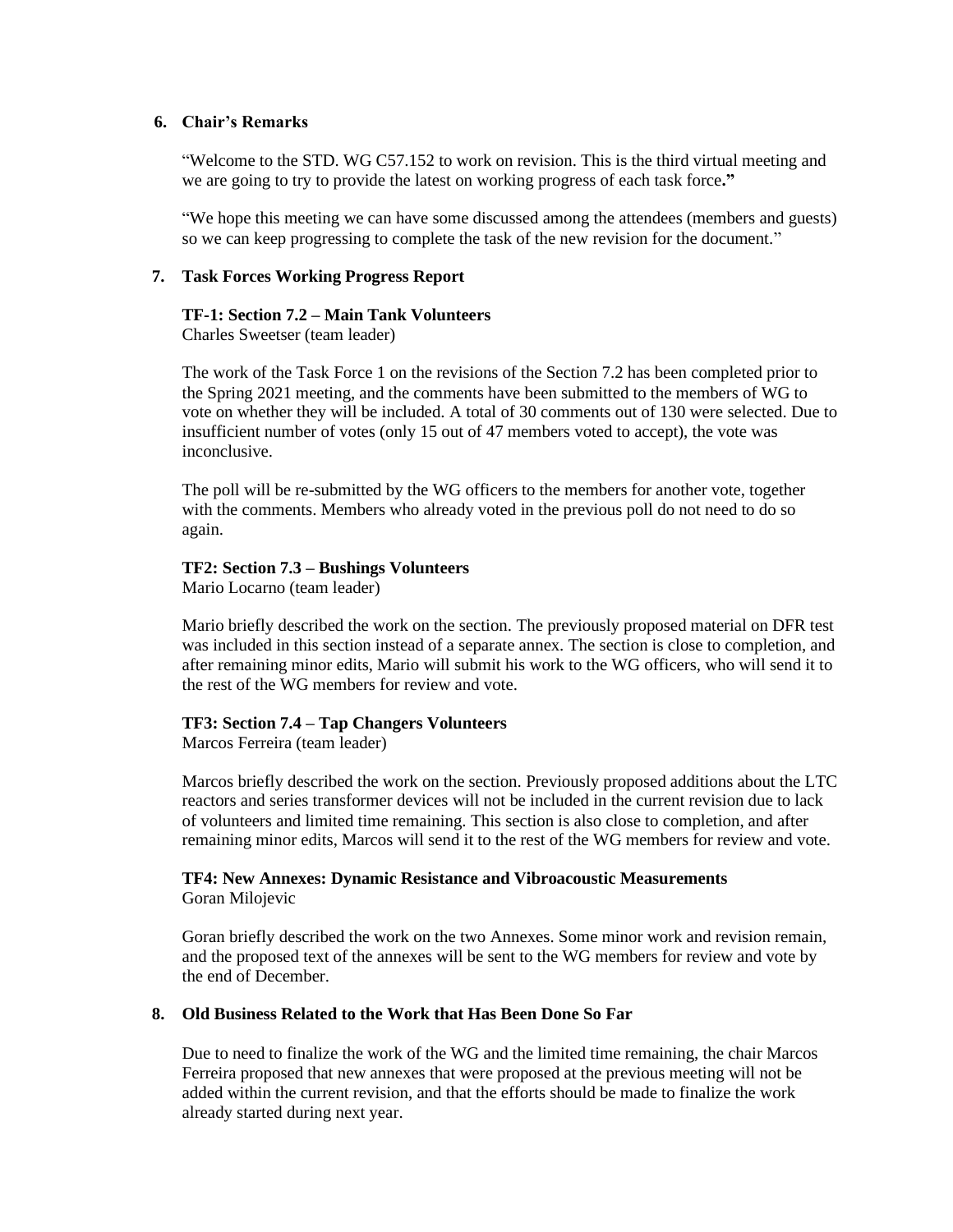## 6. Chair's Remarks

"Welcome to the STD. WG C57.152 to work on revision. This is the third virtual meeting and we are going to try to provide the latest on working progress of each task force**."**

"We hope this meeting we can have some discussed among the attendees (members and guests) so we can keep progressing to complete the task of the new revision for the document."

## 7. Task Forces Working Progress Report

**TF-1: Section 7.2 – Main Tank Volunteers**
Charles Sweetser (team leader)

The work of the Task Force 1 on the revisions of the Section 7.2 has been completed prior to the Spring 2021 meeting, and the comments have been submitted to the members of WG to vote on whether they will be included. A total of 30 comments out of 130 were selected. Due to insufficient number of votes (only 15 out of 47 members voted to accept), the vote was inconclusive.

The poll will be re-submitted by the WG officers to the members for another vote, together with the comments. Members who already voted in the previous poll do not need to do so again.

**TF2: Section 7.3 – Bushings Volunteers**
Mario Locarno (team leader)

Mario briefly described the work on the section. The previously proposed material on DFR test was included in this section instead of a separate annex. The section is close to completion, and after remaining minor edits, Mario will submit his work to the WG officers, who will send it to the rest of the WG members for review and vote.

**TF3: Section 7.4 – Tap Changers Volunteers**
Marcos Ferreira (team leader)

Marcos briefly described the work on the section. Previously proposed additions about the LTC reactors and series transformer devices will not be included in the current revision due to lack of volunteers and limited time remaining. This section is also close to completion, and after remaining minor edits, Marcos will send it to the rest of the WG members for review and vote.

**TF4: New Annexes: Dynamic Resistance and Vibroacoustic Measurements**
Goran Milojevic

Goran briefly described the work on the two Annexes. Some minor work and revision remain, and the proposed text of the annexes will be sent to the WG members for review and vote by the end of December.

## 8. Old Business Related to the Work that Has Been Done So Far

Due to need to finalize the work of the WG and the limited time remaining, the chair Marcos Ferreira proposed that new annexes that were proposed at the previous meeting will not be added within the current revision, and that the efforts should be made to finalize the work already started during next year.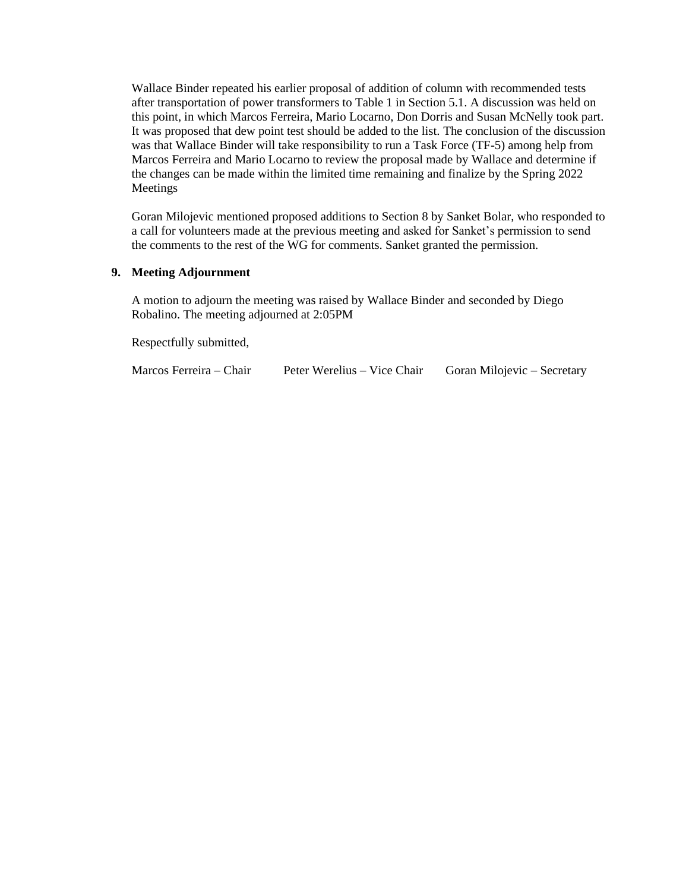Wallace Binder repeated his earlier proposal of addition of column with recommended tests after transportation of power transformers to Table 1 in Section 5.1. A discussion was held on this point, in which Marcos Ferreira, Mario Locarno, Don Dorris and Susan McNelly took part. It was proposed that dew point test should be added to the list. The conclusion of the discussion was that Wallace Binder will take responsibility to run a Task Force (TF-5) among help from Marcos Ferreira and Mario Locarno to review the proposal made by Wallace and determine if the changes can be made within the limited time remaining and finalize by the Spring 2022 Meetings

Goran Milojevic mentioned proposed additions to Section 8 by Sanket Bolar, who responded to a call for volunteers made at the previous meeting and asked for Sanket's permission to send the comments to the rest of the WG for comments. Sanket granted the permission.

## 9. Meeting Adjournment

A motion to adjourn the meeting was raised by Wallace Binder and seconded by Diego Robalino. The meeting adjourned at 2:05PM

Respectfully submitted,

Marcos Ferreira – Chair    Peter Werelius – Vice Chair    Goran Milojevic – Secretary